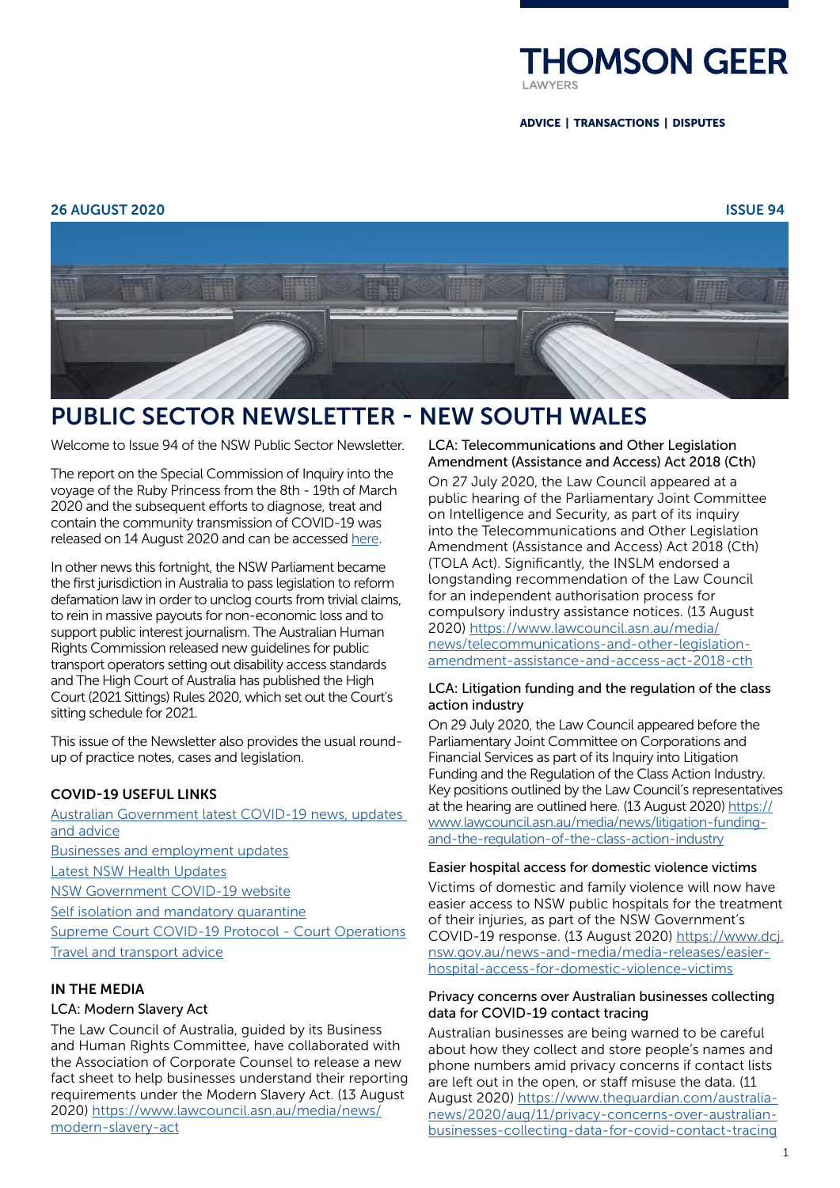THOMSON GEER
LAWYERS

ADVICE | TRANSACTIONS | DISPUTES

26 AUGUST 2020 ISSUE 94

# PUBLIC SECTOR NEWSLETTER - NEW SOUTH WALES

Welcome to Issue 94 of the NSW Public Sector Newsletter.

The report on the Special Commission of Inquiry into the voyage of the Ruby Princess from the 8th - 19th of March 2020 and the subsequent efforts to diagnose, treat and contain the community transmission of COVID-19 was released on 14 August 2020 and can be accessed here.

In other news this fortnight, the NSW Parliament became the first jurisdiction in Australia to pass legislation to reform defamation law in order to unclog courts from trivial claims, to rein in massive payouts for non-economic loss and to support public interest journalism. The Australian Human Rights Commission released new guidelines for public transport operators setting out disability access standards and The High Court of Australia has published the High Court (2021 Sittings) Rules 2020, which set out the Court's sitting schedule for 2021.

This issue of the Newsletter also provides the usual round-up of practice notes, cases and legislation.

## COVID-19 USEFUL LINKS

- Australian Government latest COVID-19 news, updates and advice
- Businesses and employment updates
- Latest NSW Health Updates
- NSW Government COVID-19 website
- Self isolation and mandatory quarantine
- Supreme Court COVID-19 Protocol - Court Operations
- Travel and transport advice

## IN THE MEDIA

### LCA: Modern Slavery Act

The Law Council of Australia, guided by its Business and Human Rights Committee, have collaborated with the Association of Corporate Counsel to release a new fact sheet to help businesses understand their reporting requirements under the Modern Slavery Act. (13 August 2020) https://www.lawcouncil.asn.au/media/news/modern-slavery-act

### LCA: Telecommunications and Other Legislation Amendment (Assistance and Access) Act 2018 (Cth)

On 27 July 2020, the Law Council appeared at a public hearing of the Parliamentary Joint Committee on Intelligence and Security, as part of its inquiry into the Telecommunications and Other Legislation Amendment (Assistance and Access) Act 2018 (Cth) (TOLA Act). Significantly, the INSLM endorsed a longstanding recommendation of the Law Council for an independent authorisation process for compulsory industry assistance notices. (13 August 2020) https://www.lawcouncil.asn.au/media/news/telecommunications-and-other-legislation-amendment-assistance-and-access-act-2018-cth

### LCA: Litigation funding and the regulation of the class action industry

On 29 July 2020, the Law Council appeared before the Parliamentary Joint Committee on Corporations and Financial Services as part of its Inquiry into Litigation Funding and the Regulation of the Class Action Industry. Key positions outlined by the Law Council's representatives at the hearing are outlined here. (13 August 2020) https://www.lawcouncil.asn.au/media/news/litigation-funding-and-the-regulation-of-the-class-action-industry

### Easier hospital access for domestic violence victims

Victims of domestic and family violence will now have easier access to NSW public hospitals for the treatment of their injuries, as part of the NSW Government's COVID-19 response. (13 August 2020) https://www.dcj.nsw.gov.au/news-and-media/media-releases/easier-hospital-access-for-domestic-violence-victims

### Privacy concerns over Australian businesses collecting data for COVID-19 contact tracing

Australian businesses are being warned to be careful about how they collect and store people's names and phone numbers amid privacy concerns if contact lists are left out in the open, or staff misuse the data. (11 August 2020) https://www.theguardian.com/australia-news/2020/aug/11/privacy-concerns-over-australian-businesses-collecting-data-for-covid-contact-tracing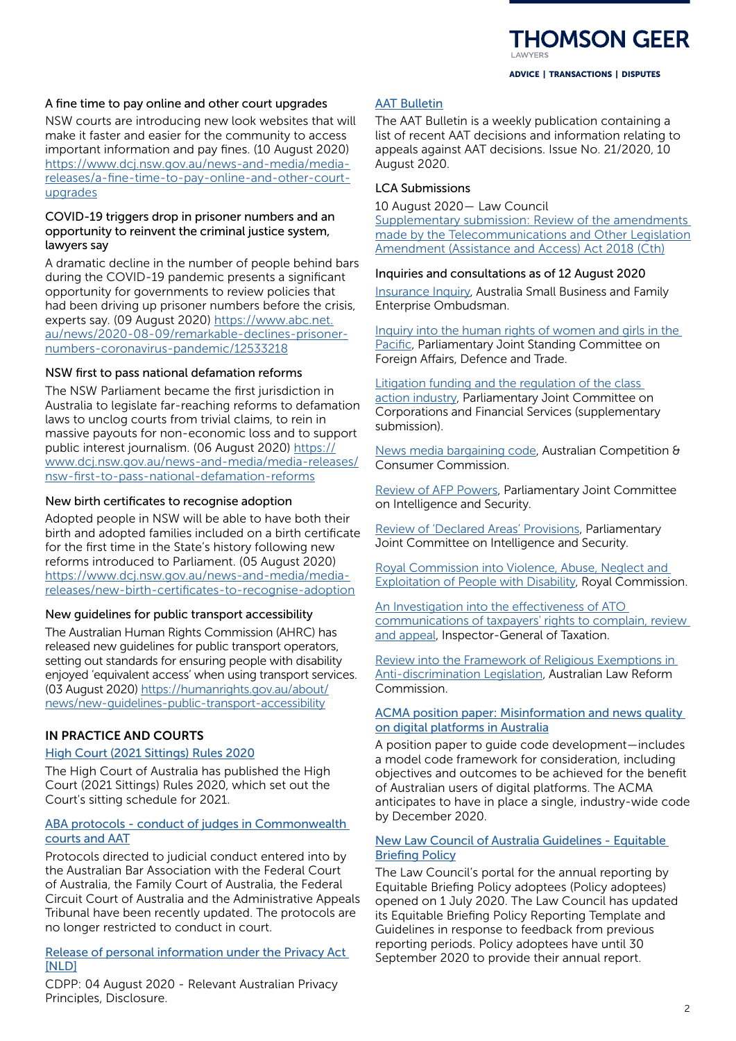### A fine time to pay online and other court upgrades

NSW courts are introducing new look websites that will make it faster and easier for the community to access important information and pay fines. (10 August 2020) https://www.dcj.nsw.gov.au/news-and-media/media-releases/a-fine-time-to-pay-online-and-other-court-upgrades

### COVID-19 triggers drop in prisoner numbers and an opportunity to reinvent the criminal justice system, lawyers say

A dramatic decline in the number of people behind bars during the COVID-19 pandemic presents a significant opportunity for governments to review policies that had been driving up prisoner numbers before the crisis, experts say. (09 August 2020) https://www.abc.net.au/news/2020-08-09/remarkable-declines-prisoner-numbers-coronavirus-pandemic/12533218

### NSW first to pass national defamation reforms

The NSW Parliament became the first jurisdiction in Australia to legislate far-reaching reforms to defamation laws to unclog courts from trivial claims, to rein in massive payouts for non-economic loss and to support public interest journalism. (06 August 2020) https://www.dcj.nsw.gov.au/news-and-media/media-releases/nsw-first-to-pass-national-defamation-reforms

### New birth certificates to recognise adoption

Adopted people in NSW will be able to have both their birth and adopted families included on a birth certificate for the first time in the State's history following new reforms introduced to Parliament. (05 August 2020) https://www.dcj.nsw.gov.au/news-and-media/media-releases/new-birth-certificates-to-recognise-adoption

### New guidelines for public transport accessibility

The Australian Human Rights Commission (AHRC) has released new guidelines for public transport operators, setting out standards for ensuring people with disability enjoyed 'equivalent access' when using transport services. (03 August 2020) https://humanrights.gov.au/about/news/new-guidelines-public-transport-accessibility

## IN PRACTICE AND COURTS

### High Court (2021 Sittings) Rules 2020

The High Court of Australia has published the High Court (2021 Sittings) Rules 2020, which set out the Court's sitting schedule for 2021.

### ABA protocols - conduct of judges in Commonwealth courts and AAT

Protocols directed to judicial conduct entered into by the Australian Bar Association with the Federal Court of Australia, the Family Court of Australia, the Federal Circuit Court of Australia and the Administrative Appeals Tribunal have been recently updated. The protocols are no longer restricted to conduct in court.

### Release of personal information under the Privacy Act [NLD]

CDPP: 04 August 2020 - Relevant Australian Privacy Principles, Disclosure.

### AAT Bulletin

The AAT Bulletin is a weekly publication containing a list of recent AAT decisions and information relating to appeals against AAT decisions. Issue No. 21/2020, 10 August 2020.

### LCA Submissions

10 August 2020— Law Council
Supplementary submission: Review of the amendments made by the Telecommunications and Other Legislation Amendment (Assistance and Access) Act 2018 (Cth)

### Inquiries and consultations as of 12 August 2020

Insurance Inquiry, Australia Small Business and Family Enterprise Ombudsman.

Inquiry into the human rights of women and girls in the Pacific, Parliamentary Joint Standing Committee on Foreign Affairs, Defence and Trade.

Litigation funding and the regulation of the class action industry, Parliamentary Joint Committee on Corporations and Financial Services (supplementary submission).

News media bargaining code, Australian Competition & Consumer Commission.

Review of AFP Powers, Parliamentary Joint Committee on Intelligence and Security.

Review of 'Declared Areas' Provisions, Parliamentary Joint Committee on Intelligence and Security.

Royal Commission into Violence, Abuse, Neglect and Exploitation of People with Disability, Royal Commission.

An Investigation into the effectiveness of ATO communications of taxpayers' rights to complain, review and appeal, Inspector-General of Taxation.

Review into the Framework of Religious Exemptions in Anti-discrimination Legislation, Australian Law Reform Commission.

### ACMA position paper: Misinformation and news quality on digital platforms in Australia

A position paper to guide code development—includes a model code framework for consideration, including objectives and outcomes to be achieved for the benefit of Australian users of digital platforms. The ACMA anticipates to have in place a single, industry-wide code by December 2020.

### New Law Council of Australia Guidelines - Equitable Briefing Policy

The Law Council's portal for the annual reporting by Equitable Briefing Policy adoptees (Policy adoptees) opened on 1 July 2020. The Law Council has updated its Equitable Briefing Policy Reporting Template and Guidelines in response to feedback from previous reporting periods. Policy adoptees have until 30 September 2020 to provide their annual report.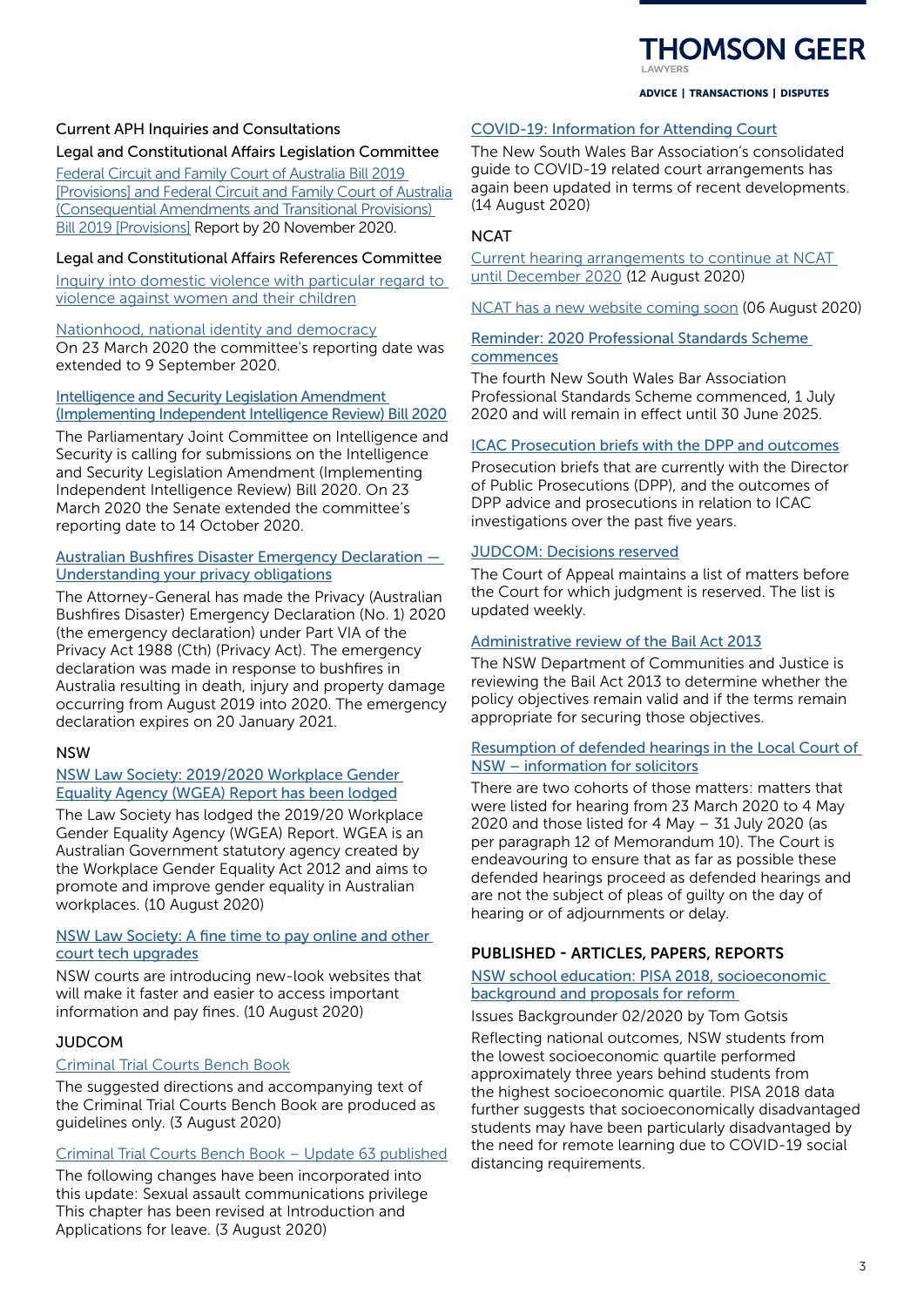### Current APH Inquiries and Consultations

#### Legal and Constitutional Affairs Legislation Committee

Federal Circuit and Family Court of Australia Bill 2019 [Provisions] and Federal Circuit and Family Court of Australia (Consequential Amendments and Transitional Provisions) Bill 2019 [Provisions] Report by 20 November 2020.

#### Legal and Constitutional Affairs References Committee

Inquiry into domestic violence with particular regard to violence against women and their children

Nationhood, national identity and democracy
On 23 March 2020 the committee's reporting date was extended to 9 September 2020.

Intelligence and Security Legislation Amendment (Implementing Independent Intelligence Review) Bill 2020

The Parliamentary Joint Committee on Intelligence and Security is calling for submissions on the Intelligence and Security Legislation Amendment (Implementing Independent Intelligence Review) Bill 2020. On 23 March 2020 the Senate extended the committee's reporting date to 14 October 2020.

Australian Bushfires Disaster Emergency Declaration — Understanding your privacy obligations

The Attorney-General has made the Privacy (Australian Bushfires Disaster) Emergency Declaration (No. 1) 2020 (the emergency declaration) under Part VIA of the Privacy Act 1988 (Cth) (Privacy Act). The emergency declaration was made in response to bushfires in Australia resulting in death, injury and property damage occurring from August 2019 into 2020. The emergency declaration expires on 20 January 2021.

### NSW

NSW Law Society: 2019/2020 Workplace Gender Equality Agency (WGEA) Report has been lodged

The Law Society has lodged the 2019/20 Workplace Gender Equality Agency (WGEA) Report. WGEA is an Australian Government statutory agency created by the Workplace Gender Equality Act 2012 and aims to promote and improve gender equality in Australian workplaces. (10 August 2020)

NSW Law Society: A fine time to pay online and other court tech upgrades

NSW courts are introducing new-look websites that will make it faster and easier to access important information and pay fines. (10 August 2020)

### JUDCOM

Criminal Trial Courts Bench Book

The suggested directions and accompanying text of the Criminal Trial Courts Bench Book are produced as guidelines only. (3 August 2020)

Criminal Trial Courts Bench Book – Update 63 published

The following changes have been incorporated into this update: Sexual assault communications privilege This chapter has been revised at Introduction and Applications for leave. (3 August 2020)

COVID-19: Information for Attending Court

The New South Wales Bar Association's consolidated guide to COVID-19 related court arrangements has again been updated in terms of recent developments. (14 August 2020)

### NCAT

Current hearing arrangements to continue at NCAT until December 2020 (12 August 2020)

NCAT has a new website coming soon (06 August 2020)

Reminder: 2020 Professional Standards Scheme commences

The fourth New South Wales Bar Association Professional Standards Scheme commenced, 1 July 2020 and will remain in effect until 30 June 2025.

ICAC Prosecution briefs with the DPP and outcomes

Prosecution briefs that are currently with the Director of Public Prosecutions (DPP), and the outcomes of DPP advice and prosecutions in relation to ICAC investigations over the past five years.

JUDCOM: Decisions reserved

The Court of Appeal maintains a list of matters before the Court for which judgment is reserved. The list is updated weekly.

Administrative review of the Bail Act 2013

The NSW Department of Communities and Justice is reviewing the Bail Act 2013 to determine whether the policy objectives remain valid and if the terms remain appropriate for securing those objectives.

Resumption of defended hearings in the Local Court of NSW – information for solicitors

There are two cohorts of those matters: matters that were listed for hearing from 23 March 2020 to 4 May 2020 and those listed for 4 May – 31 July 2020 (as per paragraph 12 of Memorandum 10). The Court is endeavouring to ensure that as far as possible these defended hearings proceed as defended hearings and are not the subject of pleas of guilty on the day of hearing or of adjournments or delay.

### PUBLISHED - ARTICLES, PAPERS, REPORTS

NSW school education: PISA 2018, socioeconomic background and proposals for reform

Issues Backgrounder 02/2020 by Tom Gotsis

Reflecting national outcomes, NSW students from the lowest socioeconomic quartile performed approximately three years behind students from the highest socioeconomic quartile. PISA 2018 data further suggests that socioeconomically disadvantaged students may have been particularly disadvantaged by the need for remote learning due to COVID-19 social distancing requirements.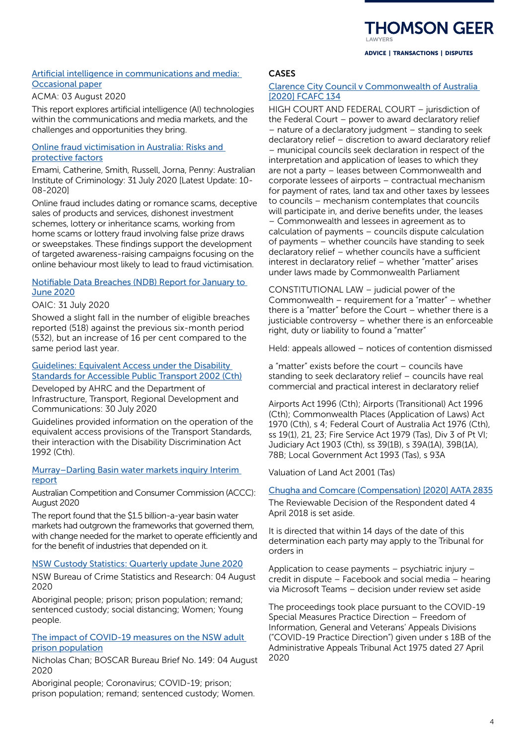[Artificial intelligence in communications and media: Occasional paper](#)

ACMA: 03 August 2020

This report explores artificial intelligence (AI) technologies within the communications and media markets, and the challenges and opportunities they bring.

[Online fraud victimisation in Australia: Risks and protective factors](#)

Emami, Catherine, Smith, Russell, Jorna, Penny: Australian Institute of Criminology: 31 July 2020 [Latest Update: 10-08-2020]

Online fraud includes dating or romance scams, deceptive sales of products and services, dishonest investment schemes, lottery or inheritance scams, working from home scams or lottery fraud involving false prize draws or sweepstakes. These findings support the development of targeted awareness-raising campaigns focusing on the online behaviour most likely to lead to fraud victimisation.

[Notifiable Data Breaches (NDB) Report for January to June 2020](#)

OAIC: 31 July 2020

Showed a slight fall in the number of eligible breaches reported (518) against the previous six-month period (532), but an increase of 16 per cent compared to the same period last year.

[Guidelines: Equivalent Access under the Disability Standards for Accessible Public Transport 2002 (Cth)](#)

Developed by AHRC and the Department of Infrastructure, Transport, Regional Development and Communications: 30 July 2020

Guidelines provided information on the operation of the equivalent access provisions of the Transport Standards, their interaction with the Disability Discrimination Act 1992 (Cth).

[Murray–Darling Basin water markets inquiry Interim report](#)

Australian Competition and Consumer Commission (ACCC): August 2020

The report found that the $1.5 billion-a-year basin water markets had outgrown the frameworks that governed them, with change needed for the market to operate efficiently and for the benefit of industries that depended on it.

[NSW Custody Statistics: Quarterly update June 2020](#)

NSW Bureau of Crime Statistics and Research: 04 August 2020

Aboriginal people; prison; prison population; remand; sentenced custody; social distancing; Women; Young people.

[The impact of COVID-19 measures on the NSW adult prison population](#)

Nicholas Chan; BOSCAR Bureau Brief No. 149: 04 August 2020

Aboriginal people; Coronavirus; COVID-19; prison; prison population; remand; sentenced custody; Women.

## CASES

[Clarence City Council v Commonwealth of Australia [2020] FCAFC 134](#)

HIGH COURT AND FEDERAL COURT – jurisdiction of the Federal Court – power to award declaratory relief – nature of a declaratory judgment – standing to seek declaratory relief – discretion to award declaratory relief – municipal councils seek declaration in respect of the interpretation and application of leases to which they are not a party – leases between Commonwealth and corporate lessees of airports – contractual mechanism for payment of rates, land tax and other taxes by lessees to councils – mechanism contemplates that councils will participate in, and derive benefits under, the leases – Commonwealth and lessees in agreement as to calculation of payments – councils dispute calculation of payments – whether councils have standing to seek declaratory relief – whether councils have a sufficient interest in declaratory relief – whether "matter" arises under laws made by Commonwealth Parliament

CONSTITUTIONAL LAW – judicial power of the Commonwealth – requirement for a "matter" – whether there is a "matter" before the Court – whether there is a justiciable controversy – whether there is an enforceable right, duty or liability to found a "matter"

Held: appeals allowed – notices of contention dismissed

a "matter" exists before the court – councils have standing to seek declaratory relief – councils have real commercial and practical interest in declaratory relief

Airports Act 1996 (Cth); Airports (Transitional) Act 1996 (Cth); Commonwealth Places (Application of Laws) Act 1970 (Cth), s 4; Federal Court of Australia Act 1976 (Cth), ss 19(1), 21, 23; Fire Service Act 1979 (Tas), Div 3 of Pt VI; Judiciary Act 1903 (Cth), ss 39(1B), s 39A(1A), 39B(1A), 78B; Local Government Act 1993 (Tas), s 93A

Valuation of Land Act 2001 (Tas)

[Chugha and Comcare (Compensation) [2020] AATA 2835](#)

The Reviewable Decision of the Respondent dated 4 April 2018 is set aside.

It is directed that within 14 days of the date of this determination each party may apply to the Tribunal for orders in

Application to cease payments – psychiatric injury – credit in dispute – Facebook and social media – hearing via Microsoft Teams – decision under review set aside

The proceedings took place pursuant to the COVID-19 Special Measures Practice Direction – Freedom of Information, General and Veterans' Appeals Divisions ("COVID-19 Practice Direction") given under s 18B of the Administrative Appeals Tribunal Act 1975 dated 27 April 2020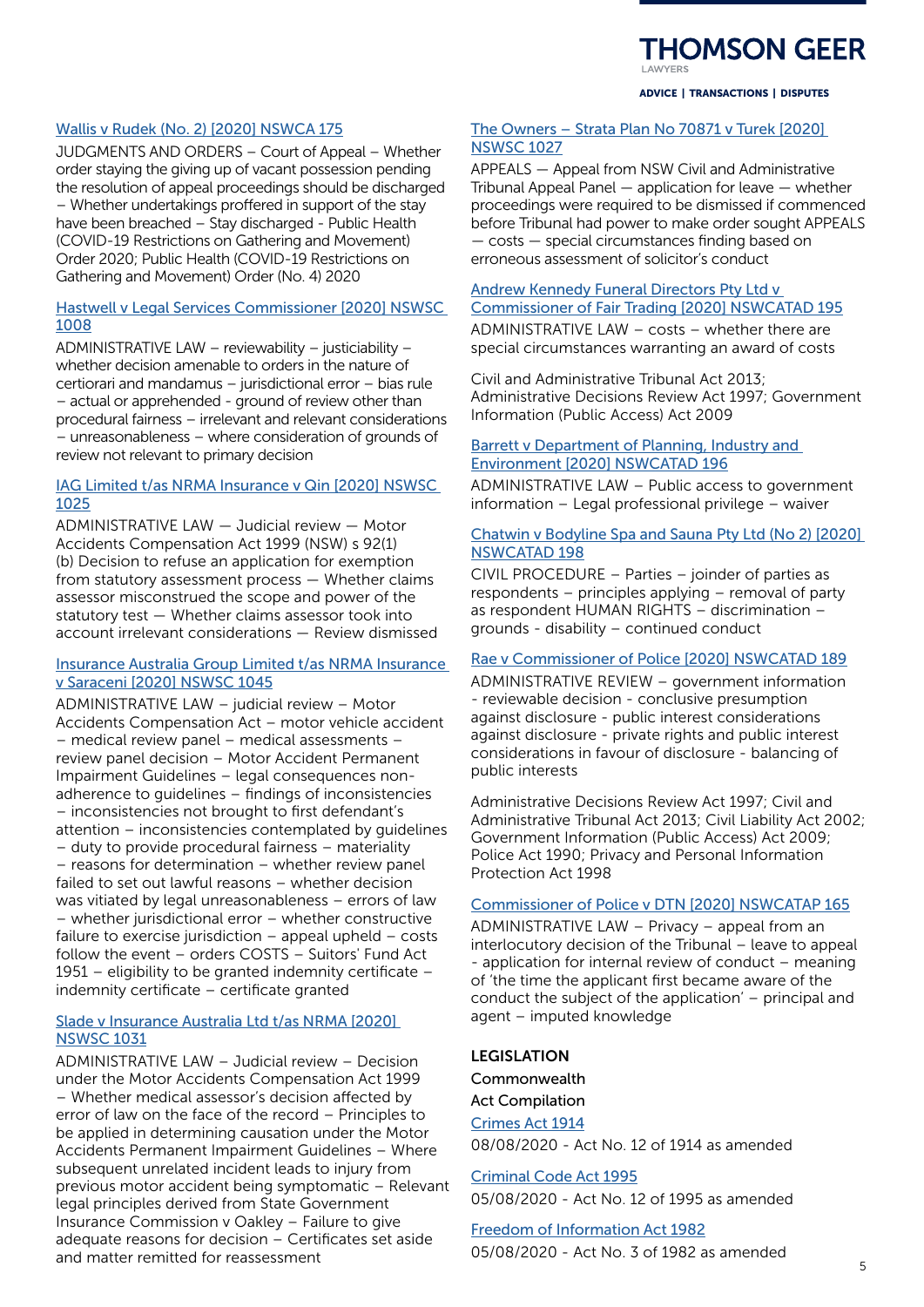[Wallis v Rudek (No. 2) [2020] NSWCA 175]

JUDGMENTS AND ORDERS – Court of Appeal – Whether order staying the giving up of vacant possession pending the resolution of appeal proceedings should be discharged – Whether undertakings proffered in support of the stay have been breached – Stay discharged - Public Health (COVID-19 Restrictions on Gathering and Movement) Order 2020; Public Health (COVID-19 Restrictions on Gathering and Movement) Order (No. 4) 2020

[Hastwell v Legal Services Commissioner [2020] NSWSC 1008]

ADMINISTRATIVE LAW – reviewability – justiciability – whether decision amenable to orders in the nature of certiorari and mandamus – jurisdictional error – bias rule – actual or apprehended - ground of review other than procedural fairness – irrelevant and relevant considerations – unreasonableness – where consideration of grounds of review not relevant to primary decision

[IAG Limited t/as NRMA Insurance v Qin [2020] NSWSC 1025]

ADMINISTRATIVE LAW — Judicial review — Motor Accidents Compensation Act 1999 (NSW) s 92(1)(b) Decision to refuse an application for exemption from statutory assessment process — Whether claims assessor misconstrued the scope and power of the statutory test — Whether claims assessor took into account irrelevant considerations — Review dismissed

[Insurance Australia Group Limited t/as NRMA Insurance v Saraceni [2020] NSWSC 1045]

ADMINISTRATIVE LAW – judicial review – Motor Accidents Compensation Act – motor vehicle accident – medical review panel – medical assessments – review panel decision – Motor Accident Permanent Impairment Guidelines – legal consequences non-adherence to guidelines – findings of inconsistencies – inconsistencies not brought to first defendant's attention – inconsistencies contemplated by guidelines – duty to provide procedural fairness – materiality – reasons for determination – whether review panel failed to set out lawful reasons – whether decision was vitiated by legal unreasonableness – errors of law – whether jurisdictional error – whether constructive failure to exercise jurisdiction – appeal upheld – costs follow the event – orders COSTS – Suitors' Fund Act 1951 – eligibility to be granted indemnity certificate – indemnity certificate – certificate granted

[Slade v Insurance Australia Ltd t/as NRMA [2020] NSWSC 1031]

ADMINISTRATIVE LAW – Judicial review – Decision under the Motor Accidents Compensation Act 1999 – Whether medical assessor's decision affected by error of law on the face of the record – Principles to be applied in determining causation under the Motor Accidents Permanent Impairment Guidelines – Where subsequent unrelated incident leads to injury from previous motor accident being symptomatic – Relevant legal principles derived from State Government Insurance Commission v Oakley – Failure to give adequate reasons for decision – Certificates set aside and matter remitted for reassessment

[The Owners – Strata Plan No 70871 v Turek [2020] NSWSC 1027]

APPEALS — Appeal from NSW Civil and Administrative Tribunal Appeal Panel — application for leave — whether proceedings were required to be dismissed if commenced before Tribunal had power to make order sought APPEALS — costs — special circumstances finding based on erroneous assessment of solicitor's conduct

[Andrew Kennedy Funeral Directors Pty Ltd v Commissioner of Fair Trading [2020] NSWCATAD 195]

ADMINISTRATIVE LAW – costs – whether there are special circumstances warranting an award of costs

Civil and Administrative Tribunal Act 2013; Administrative Decisions Review Act 1997; Government Information (Public Access) Act 2009

[Barrett v Department of Planning, Industry and Environment [2020] NSWCATAD 196]

ADMINISTRATIVE LAW – Public access to government information – Legal professional privilege – waiver

[Chatwin v Bodyline Spa and Sauna Pty Ltd (No 2) [2020] NSWCATAD 198]

CIVIL PROCEDURE – Parties – joinder of parties as respondents – principles applying – removal of party as respondent HUMAN RIGHTS – discrimination – grounds - disability – continued conduct

[Rae v Commissioner of Police [2020] NSWCATAD 189]

ADMINISTRATIVE REVIEW – government information - reviewable decision - conclusive presumption against disclosure - public interest considerations against disclosure - private rights and public interest considerations in favour of disclosure - balancing of public interests

Administrative Decisions Review Act 1997; Civil and Administrative Tribunal Act 2013; Civil Liability Act 2002; Government Information (Public Access) Act 2009; Police Act 1990; Privacy and Personal Information Protection Act 1998

[Commissioner of Police v DTN [2020] NSWCATAP 165]

ADMINISTRATIVE LAW – Privacy – appeal from an interlocutory decision of the Tribunal – leave to appeal - application for internal review of conduct – meaning of 'the time the applicant first became aware of the conduct the subject of the application' – principal and agent – imputed knowledge

## LEGISLATION

**Commonwealth**

**Act Compilation**

[Crimes Act 1914]

08/08/2020 - Act No. 12 of 1914 as amended

[Criminal Code Act 1995]

05/08/2020 - Act No. 12 of 1995 as amended

[Freedom of Information Act 1982]

05/08/2020 - Act No. 3 of 1982 as amended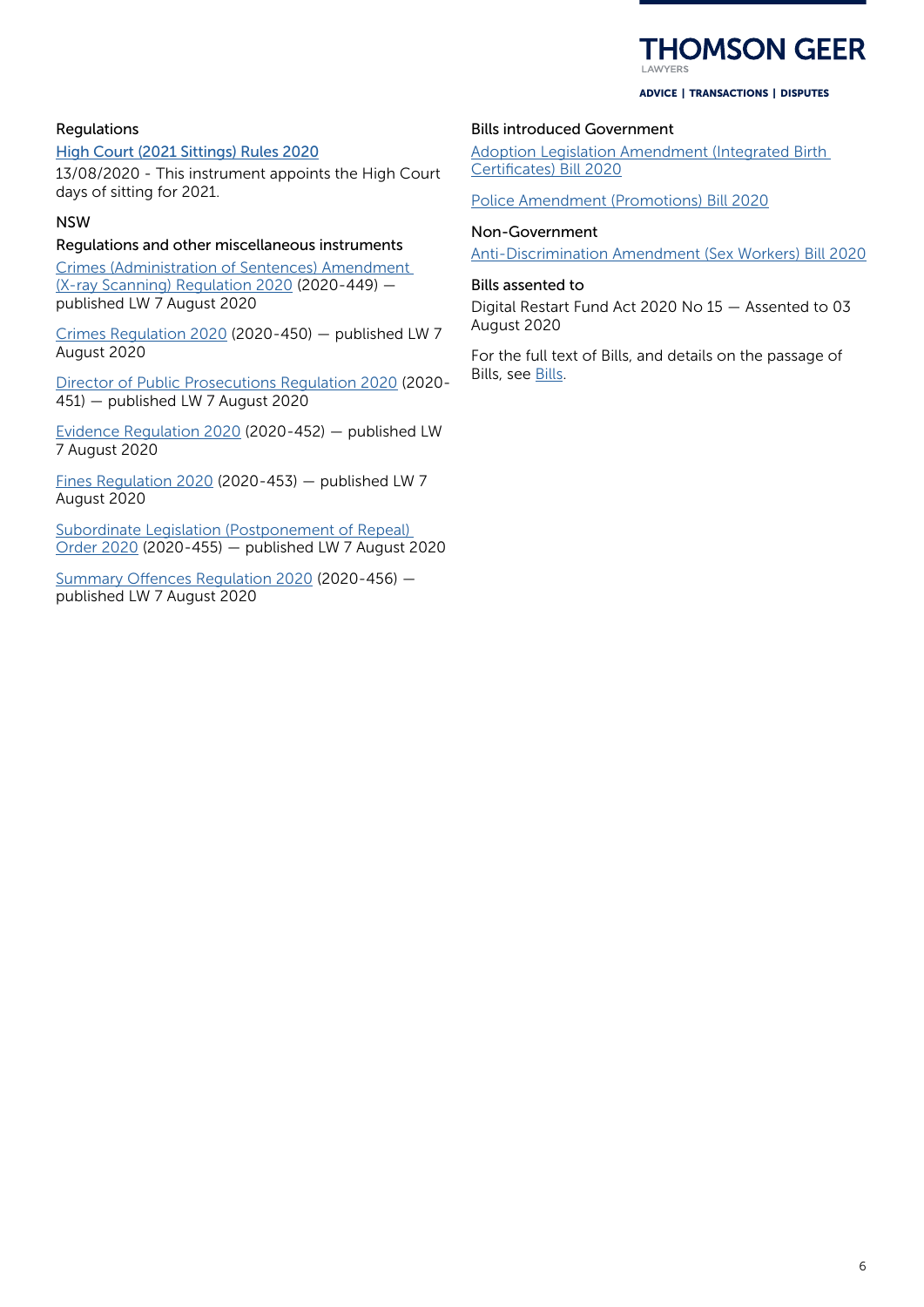### Regulations

High Court (2021 Sittings) Rules 2020

13/08/2020 - This instrument appoints the High Court days of sitting for 2021.

## NSW

### Regulations and other miscellaneous instruments

Crimes (Administration of Sentences) Amendment (X-ray Scanning) Regulation 2020 (2020-449) — published LW 7 August 2020

Crimes Regulation 2020 (2020-450) — published LW 7 August 2020

Director of Public Prosecutions Regulation 2020 (2020-451) — published LW 7 August 2020

Evidence Regulation 2020 (2020-452) — published LW 7 August 2020

Fines Regulation 2020 (2020-453) — published LW 7 August 2020

Subordinate Legislation (Postponement of Repeal) Order 2020 (2020-455) — published LW 7 August 2020

Summary Offences Regulation 2020 (2020-456) — published LW 7 August 2020

### Bills introduced Government

Adoption Legislation Amendment (Integrated Birth Certificates) Bill 2020

Police Amendment (Promotions) Bill 2020

### Non-Government

Anti-Discrimination Amendment (Sex Workers) Bill 2020

### Bills assented to

Digital Restart Fund Act 2020 No 15 — Assented to 03 August 2020

For the full text of Bills, and details on the passage of Bills, see Bills.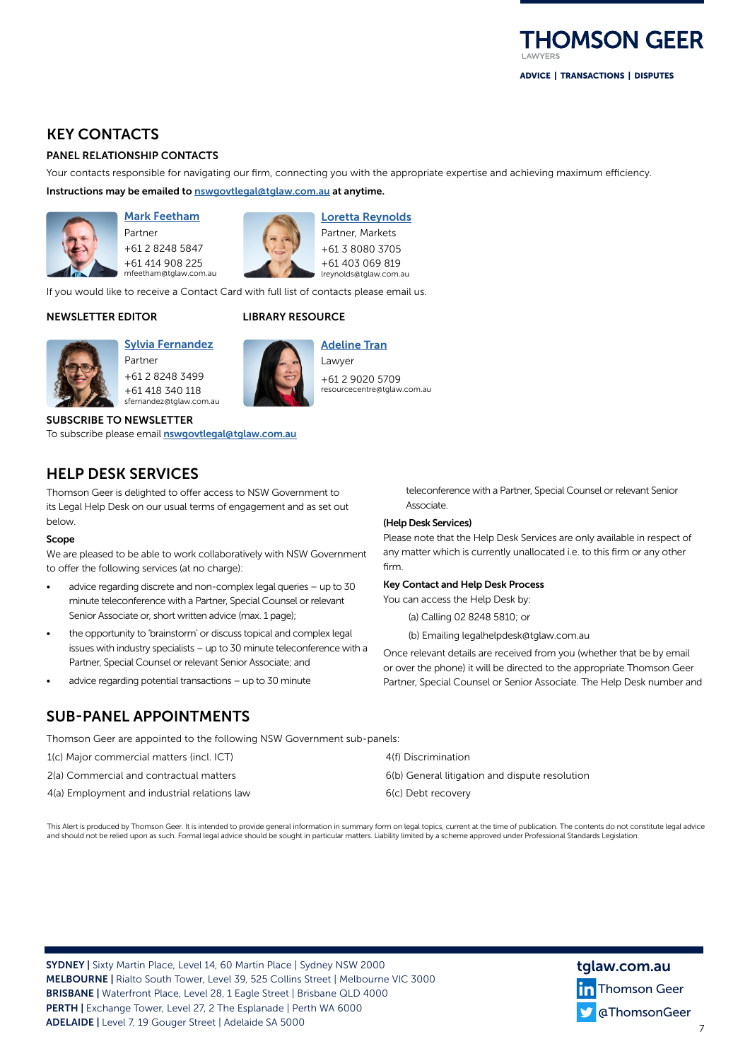THOMSON GEER
LAWYERS

ADVICE | TRANSACTIONS | DISPUTES

## KEY CONTACTS

### PANEL RELATIONSHIP CONTACTS

Your contacts responsible for navigating our firm, connecting you with the appropriate expertise and achieving maximum efficiency.

**Instructions may be emailed to nswgovtlegal@tglaw.com.au at anytime.**

**Mark Feetham**
Partner
+61 2 8248 5847
+61 414 908 225
mfeetham@tglaw.com.au

**Loretta Reynolds**
Partner, Markets
+61 3 8080 3705
+61 403 069 819
lreynolds@tglaw.com.au

If you would like to receive a Contact Card with full list of contacts please email us.

### NEWSLETTER EDITOR

**Sylvia Fernandez**
Partner
+61 2 8248 3499
+61 418 340 118
sfernandez@tglaw.com.au

### LIBRARY RESOURCE

**Adeline Tran**
Lawyer
+61 2 9020 5709
resourcecentre@tglaw.com.au

### SUBSCRIBE TO NEWSLETTER

To subscribe please email **nswgovtlegal@tglaw.com.au**

## HELP DESK SERVICES

Thomson Geer is delighted to offer access to NSW Government to its Legal Help Desk on our usual terms of engagement and as set out below.

**Scope**

We are pleased to be able to work collaboratively with NSW Government to offer the following services (at no charge):

- advice regarding discrete and non-complex legal queries – up to 30 minute teleconference with a Partner, Special Counsel or relevant Senior Associate or, short written advice (max. 1 page);
- the opportunity to 'brainstorm' or discuss topical and complex legal issues with industry specialists – up to 30 minute teleconference with a Partner, Special Counsel or relevant Senior Associate; and
- advice regarding potential transactions – up to 30 minute teleconference with a Partner, Special Counsel or relevant Senior Associate.

**(Help Desk Services)**

Please note that the Help Desk Services are only available in respect of any matter which is currently unallocated i.e. to this firm or any other firm.

**Key Contact and Help Desk Process**

You can access the Help Desk by:

(a) Calling 02 8248 5810; or

(b) Emailing legalhelpdesk@tglaw.com.au

Once relevant details are received from you (whether that be by email or over the phone) it will be directed to the appropriate Thomson Geer Partner, Special Counsel or Senior Associate. The Help Desk number and

## SUB-PANEL APPOINTMENTS

Thomson Geer are appointed to the following NSW Government sub-panels:

1(c) Major commercial matters (incl. ICT)

2(a) Commercial and contractual matters

4(a) Employment and industrial relations law

4(f) Discrimination

6(b) General litigation and dispute resolution

6(c) Debt recovery

This Alert is produced by Thomson Geer. It is intended to provide general information in summary form on legal topics, current at the time of publication. The contents do not constitute legal advice and should not be relied upon as such. Formal legal advice should be sought in particular matters. Liability limited by a scheme approved under Professional Standards Legislation.

**SYDNEY |** Sixty Martin Place, Level 14, 60 Martin Place | Sydney NSW 2000
**MELBOURNE |** Rialto South Tower, Level 39, 525 Collins Street | Melbourne VIC 3000
**BRISBANE |** Waterfront Place, Level 28, 1 Eagle Street | Brisbane QLD 4000
**PERTH |** Exchange Tower, Level 27, 2 The Esplanade | Perth WA 6000
**ADELAIDE |** Level 7, 19 Gouger Street | Adelaide SA 5000

**tglaw.com.au**
Thomson Geer
@ThomsonGeer